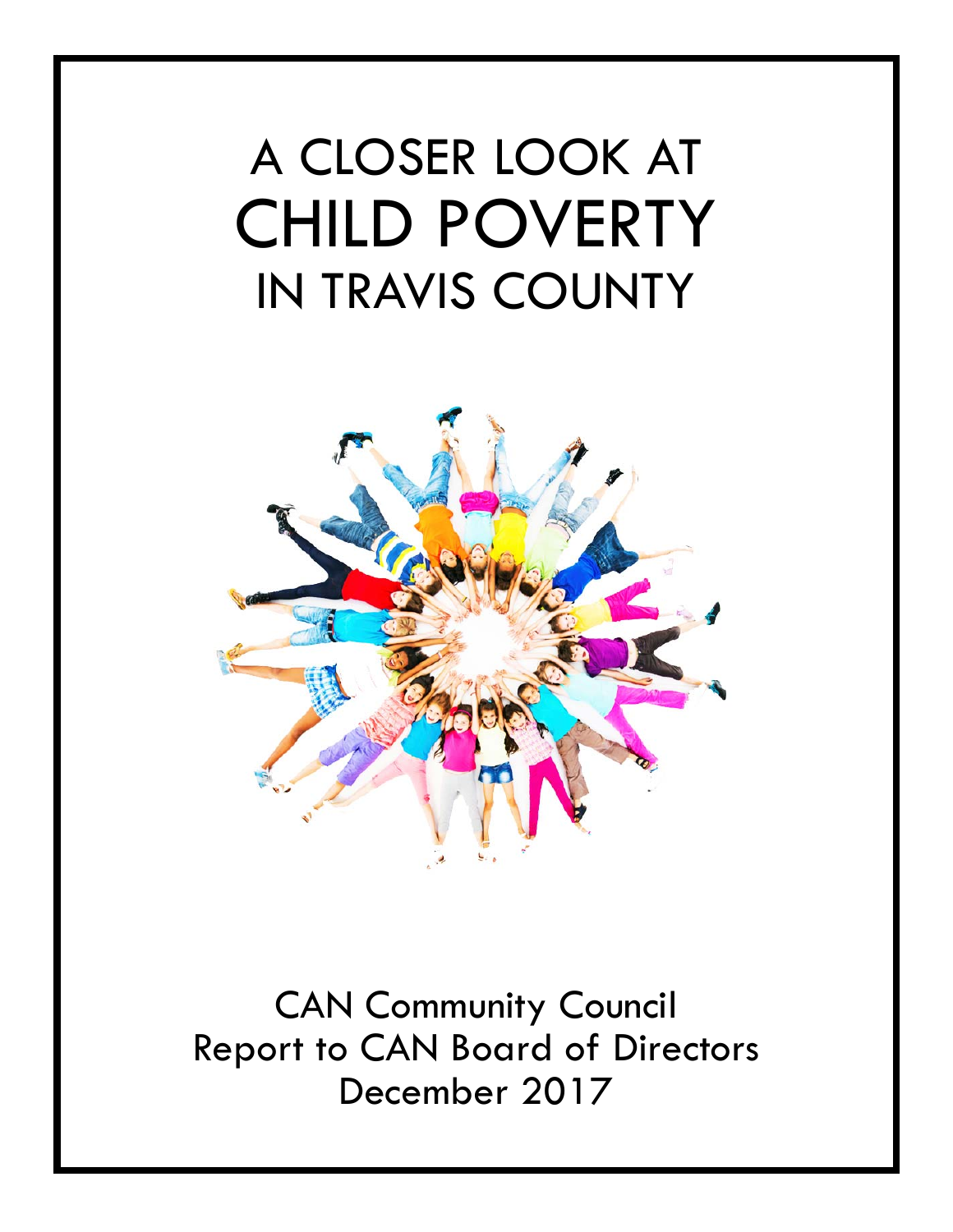# A CLOSER LOOK AT CHILD POVERTY IN TRAVIS COUNTY

CAN Community Council
Report to CAN Board of Directors
December 2017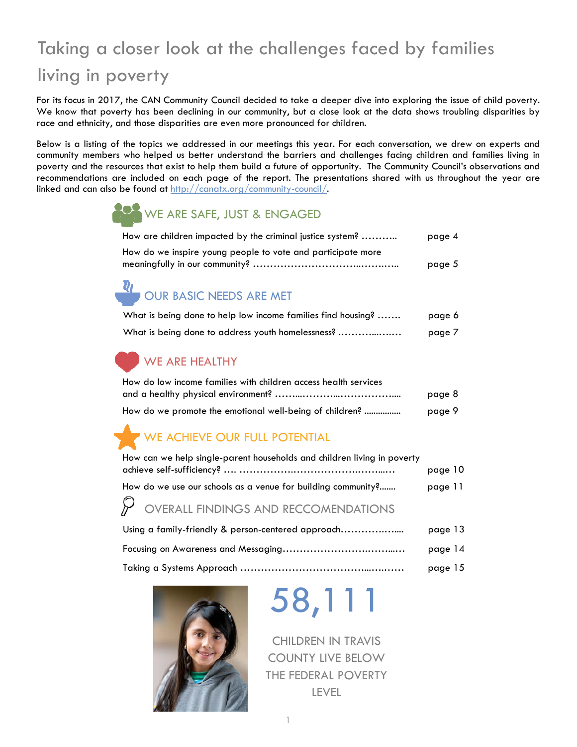# Taking a closer look at the challenges faced by families living in poverty

For its focus in 2017, the CAN Community Council decided to take a deeper dive into exploring the issue of child poverty. We know that poverty has been declining in our community, but a close look at the data shows troubling disparities by race and ethnicity, and those disparities are even more pronounced for children.

Below is a listing of the topics we addressed in our meetings this year. For each conversation, we drew on experts and community members who helped us better understand the barriers and challenges facing children and families living in poverty and the resources that exist to help them build a future of opportunity. The Community Council's observations and recommendations are included on each page of the report. The presentations shared with us throughout the year are linked and can also be found at http://canatx.org/community-council/.

## WE ARE SAFE, JUST & ENGAGED

- How are children impacted by the criminal justice system? ……….. page 4
- How do we inspire young people to vote and participate more meaningfully in our community? ………………………………………… page 5

## OUR BASIC NEEDS ARE MET

- What is being done to help low income families find housing? ……. page 6
- What is being done to address youth homelessness? ………………… page 7

## WE ARE HEALTHY

- How do low income families with children access health services and a healthy physical environment? ……………………………… page 8
- How do we promote the emotional well-being of children? ……………. page 9

## WE ACHIEVE OUR FULL POTENTIAL

- How can we help single-parent households and children living in poverty achieve self-sufficiency? …. …………………………………………… page 10
- How do we use our schools as a venue for building community?……. page 11

## OVERALL FINDINGS AND RECCOMENDATIONS

- Using a family-friendly & person-centered approach……………….... page 13
- Focusing on Awareness and Messaging……………………………… page 14
- Taking a Systems Approach ……………………………………………. page 15

**58,111**

CHILDREN IN TRAVIS COUNTY LIVE BELOW THE FEDERAL POVERTY LEVEL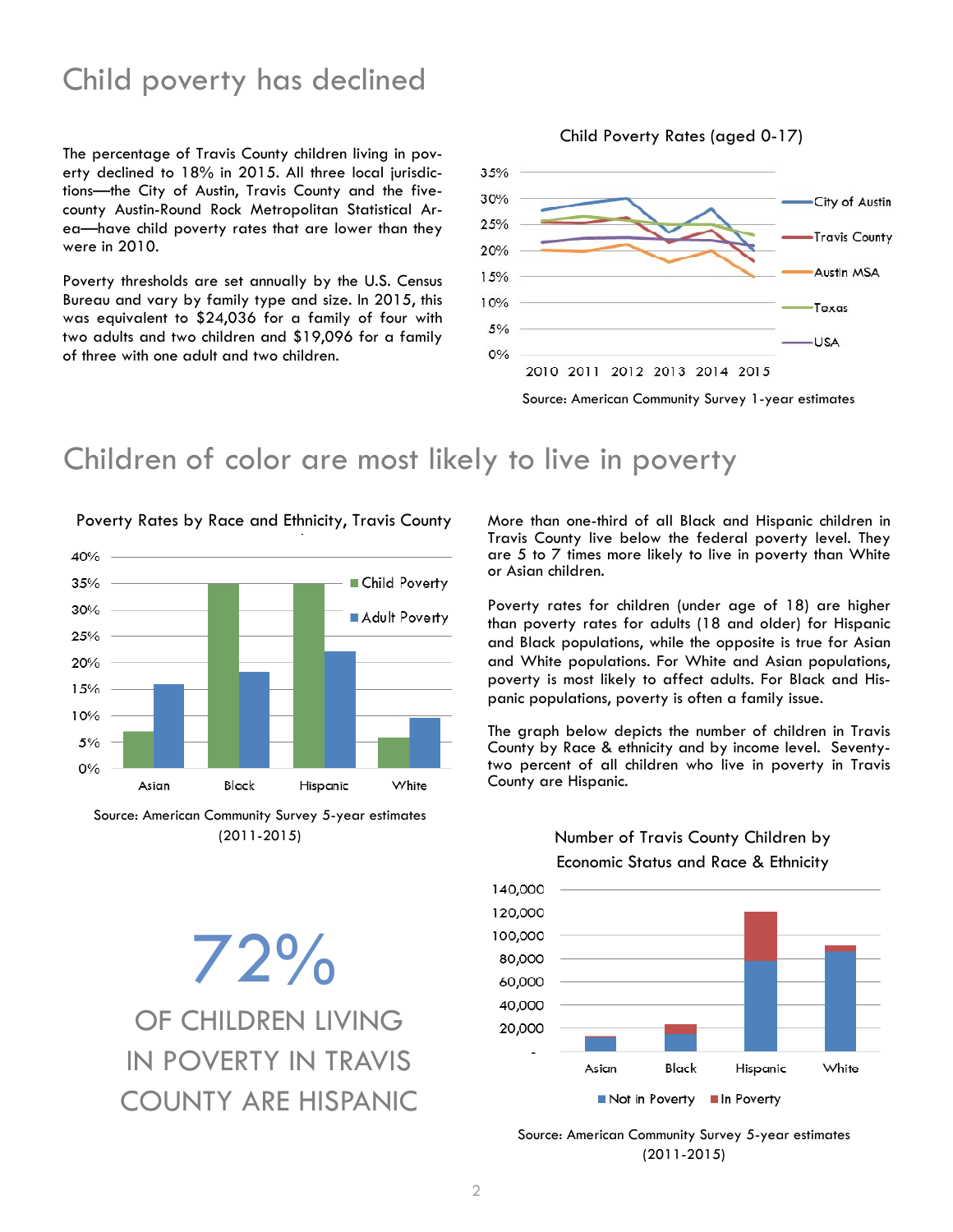## Child poverty has declined

The percentage of Travis County children living in poverty declined to 18% in 2015. All three local jurisdictions—the City of Austin, Travis County and the five-county Austin-Round Rock Metropolitan Statistical Area—have child poverty rates that are lower than they were in 2010.

Poverty thresholds are set annually by the U.S. Census Bureau and vary by family type and size. In 2015, this was equivalent to $24,036 for a family of four with two adults and two children and $19,096 for a family of three with one adult and two children.

Child Poverty Rates (aged 0-17)

Source: American Community Survey 1-year estimates

## Children of color are most likely to live in poverty

Poverty Rates by Race and Ethnicity, Travis County

Source: American Community Survey 5-year estimates (2011-2015)

More than one-third of all Black and Hispanic children in Travis County live below the federal poverty level. They are 5 to 7 times more likely to live in poverty than White or Asian children.

Poverty rates for children (under age of 18) are higher than poverty rates for adults (18 and older) for Hispanic and Black populations, while the opposite is true for Asian and White populations. For White and Asian populations, poverty is most likely to affect adults. For Black and Hispanic populations, poverty is often a family issue.

The graph below depicts the number of children in Travis County by Race & ethnicity and by income level. Seventy-two percent of all children who live in poverty in Travis County are Hispanic.

72%

OF CHILDREN LIVING IN POVERTY IN TRAVIS COUNTY ARE HISPANIC

Number of Travis County Children by Economic Status and Race & Ethnicity

Source: American Community Survey 5-year estimates (2011-2015)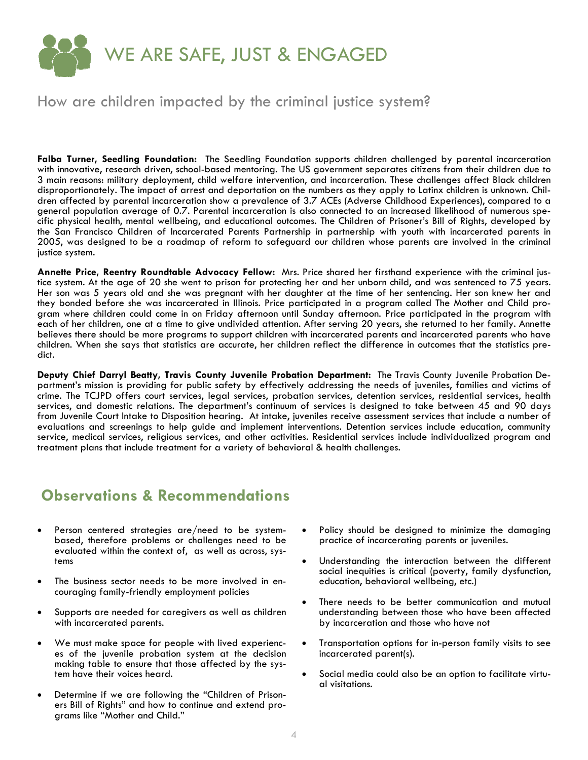# WE ARE SAFE, JUST & ENGAGED

## How are children impacted by the criminal justice system?

**Falba Turner, Seedling Foundation:** The Seedling Foundation supports children challenged by parental incarceration with innovative, research driven, school-based mentoring. The US government separates citizens from their children due to 3 main reasons: military deployment, child welfare intervention, and incarceration. These challenges affect Black children disproportionately. The impact of arrest and deportation on the numbers as they apply to Latinx children is unknown. Children affected by parental incarceration show a prevalence of 3.7 ACEs (Adverse Childhood Experiences), compared to a general population average of 0.7. Parental incarceration is also connected to an increased likelihood of numerous specific physical health, mental wellbeing, and educational outcomes. The Children of Prisoner's Bill of Rights, developed by the San Francisco Children of Incarcerated Parents Partnership in partnership with youth with incarcerated parents in 2005, was designed to be a roadmap of reform to safeguard our children whose parents are involved in the criminal justice system.

**Annette Price, Reentry Roundtable Advocacy Fellow:** Mrs. Price shared her firsthand experience with the criminal justice system. At the age of 20 she went to prison for protecting her and her unborn child, and was sentenced to 75 years. Her son was 5 years old and she was pregnant with her daughter at the time of her sentencing. Her son knew her and they bonded before she was incarcerated in Illinois. Price participated in a program called The Mother and Child program where children could come in on Friday afternoon until Sunday afternoon. Price participated in the program with each of her children, one at a time to give undivided attention. After serving 20 years, she returned to her family. Annette believes there should be more programs to support children with incarcerated parents and incarcerated parents who have children. When she says that statistics are accurate, her children reflect the difference in outcomes that the statistics predict.

**Deputy Chief Darryl Beatty, Travis County Juvenile Probation Department:** The Travis County Juvenile Probation Department's mission is providing for public safety by effectively addressing the needs of juveniles, families and victims of crime. The TCJPD offers court services, legal services, probation services, detention services, residential services, health services, and domestic relations. The department's continuum of services is designed to take between 45 and 90 days from Juvenile Court Intake to Disposition hearing. At intake, juveniles receive assessment services that include a number of evaluations and screenings to help guide and implement interventions. Detention services include education, community service, medical services, religious services, and other activities. Residential services include individualized program and treatment plans that include treatment for a variety of behavioral & health challenges.

## Observations & Recommendations

- Person centered strategies are/need to be system-based, therefore problems or challenges need to be evaluated within the context of, as well as across, systems
- The business sector needs to be more involved in encouraging family-friendly employment policies
- Supports are needed for caregivers as well as children with incarcerated parents.
- We must make space for people with lived experiences of the juvenile probation system at the decision making table to ensure that those affected by the system have their voices heard.
- Determine if we are following the "Children of Prisoners Bill of Rights" and how to continue and extend programs like "Mother and Child."
- Policy should be designed to minimize the damaging practice of incarcerating parents or juveniles.
- Understanding the interaction between the different social inequities is critical (poverty, family dysfunction, education, behavioral wellbeing, etc.)
- There needs to be better communication and mutual understanding between those who have been affected by incarceration and those who have not
- Transportation options for in-person family visits to see incarcerated parent(s).
- Social media could also be an option to facilitate virtual visitations.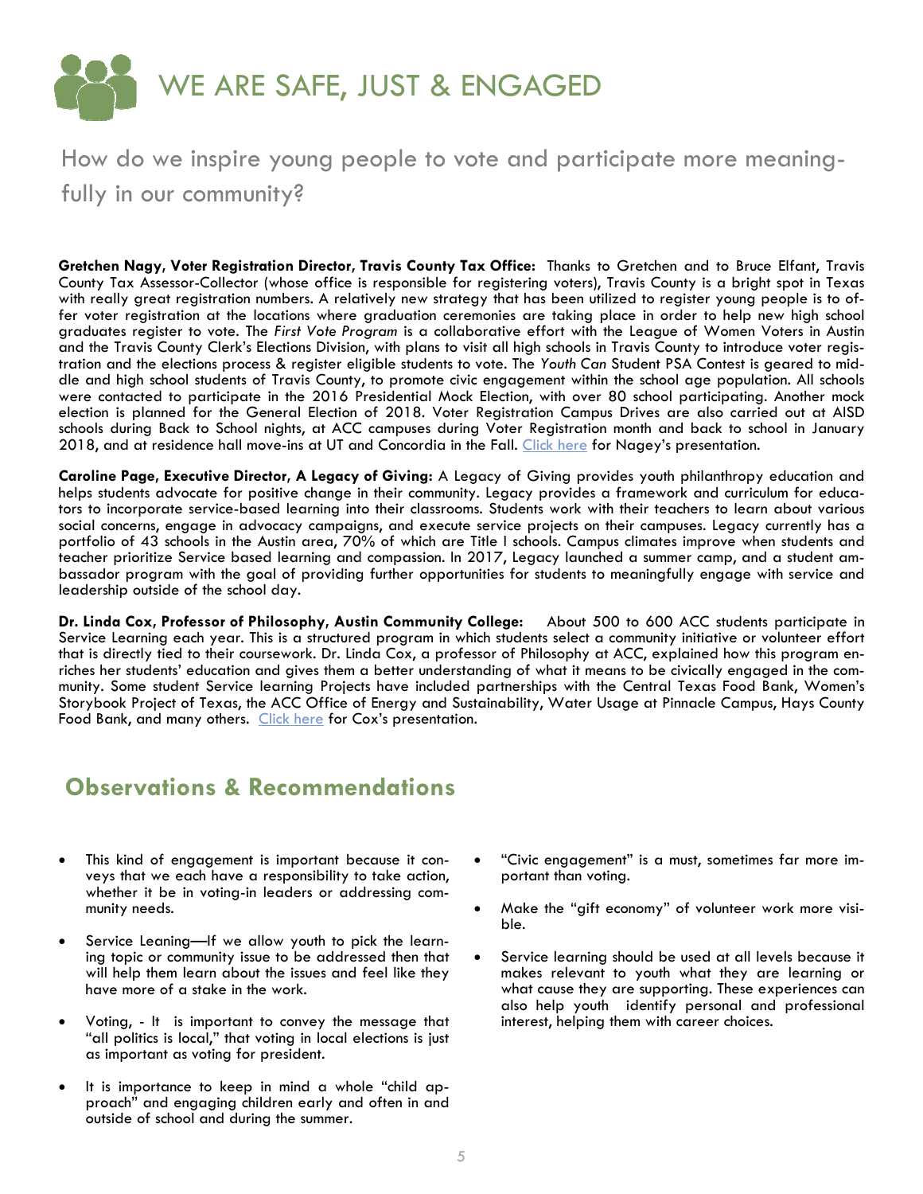# WE ARE SAFE, JUST & ENGAGED

## How do we inspire young people to vote and participate more meaningfully in our community?

**Gretchen Nagy, Voter Registration Director, Travis County Tax Office:** Thanks to Gretchen and to Bruce Elfant, Travis County Tax Assessor-Collector (whose office is responsible for registering voters), Travis County is a bright spot in Texas with really great registration numbers. A relatively new strategy that has been utilized to register young people is to offer voter registration at the locations where graduation ceremonies are taking place in order to help new high school graduates register to vote. The *First Vote Program* is a collaborative effort with the League of Women Voters in Austin and the Travis County Clerk's Elections Division, with plans to visit all high schools in Travis County to introduce voter registration and the elections process & register eligible students to vote. The *Youth Can* Student PSA Contest is geared to middle and high school students of Travis County, to promote civic engagement within the school age population. All schools were contacted to participate in the 2016 Presidential Mock Election, with over 80 school participating. Another mock election is planned for the General Election of 2018. Voter Registration Campus Drives are also carried out at AISD schools during Back to School nights, at ACC campuses during Voter Registration month and back to school in January 2018, and at residence hall move-ins at UT and Concordia in the Fall. Click here for Nagey's presentation.

**Caroline Page, Executive Director, A Legacy of Giving:** A Legacy of Giving provides youth philanthropy education and helps students advocate for positive change in their community. Legacy provides a framework and curriculum for educators to incorporate service-based learning into their classrooms. Students work with their teachers to learn about various social concerns, engage in advocacy campaigns, and execute service projects on their campuses. Legacy currently has a portfolio of 43 schools in the Austin area, 70% of which are Title I schools. Campus climates improve when students and teacher prioritize Service based learning and compassion. In 2017, Legacy launched a summer camp, and a student ambassador program with the goal of providing further opportunities for students to meaningfully engage with service and leadership outside of the school day.

**Dr. Linda Cox, Professor of Philosophy, Austin Community College:** About 500 to 600 ACC students participate in Service Learning each year. This is a structured program in which students select a community initiative or volunteer effort that is directly tied to their coursework. Dr. Linda Cox, a professor of Philosophy at ACC, explained how this program enriches her students' education and gives them a better understanding of what it means to be civically engaged in the community. Some student Service learning Projects have included partnerships with the Central Texas Food Bank, Women's Storybook Project of Texas, the ACC Office of Energy and Sustainability, Water Usage at Pinnacle Campus, Hays County Food Bank, and many others. Click here for Cox's presentation.

## Observations & Recommendations

- This kind of engagement is important because it conveys that we each have a responsibility to take action, whether it be in voting-in leaders or addressing community needs.
- Service Leaning—If we allow youth to pick the learning topic or community issue to be addressed then that will help them learn about the issues and feel like they have more of a stake in the work.
- Voting, - It is important to convey the message that "all politics is local," that voting in local elections is just as important as voting for president.
- It is importance to keep in mind a whole "child approach" and engaging children early and often in and outside of school and during the summer.
- "Civic engagement" is a must, sometimes far more important than voting.
- Make the "gift economy" of volunteer work more visible.
- Service learning should be used at all levels because it makes relevant to youth what they are learning or what cause they are supporting. These experiences can also help youth identify personal and professional interest, helping them with career choices.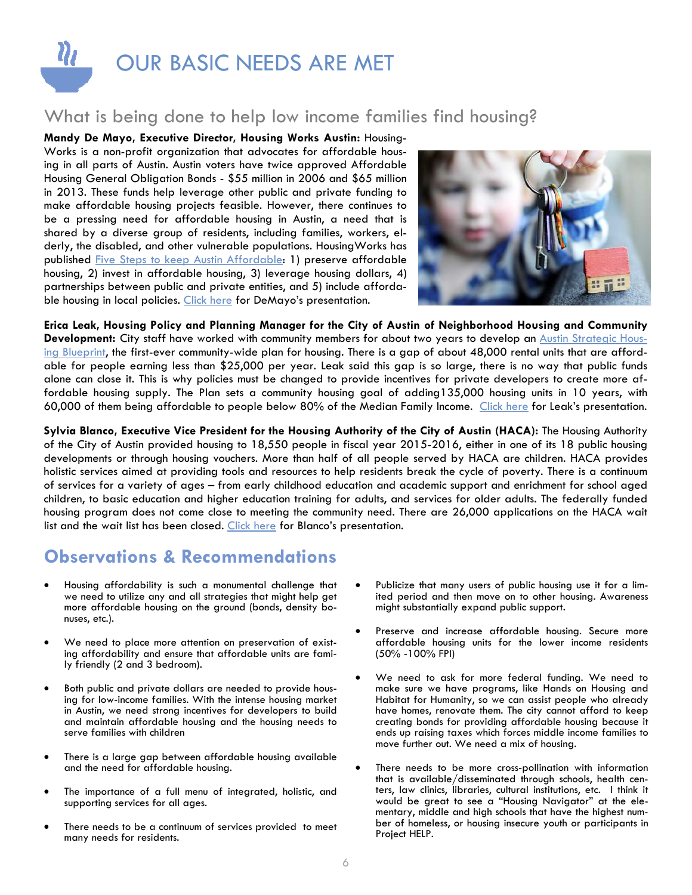# OUR BASIC NEEDS ARE MET

## What is being done to help low income families find housing?

**Mandy De Mayo, Executive Director, Housing Works Austin:** HousingWorks is a non-profit organization that advocates for affordable housing in all parts of Austin. Austin voters have twice approved Affordable Housing General Obligation Bonds - $55 million in 2006 and $65 million in 2013. These funds help leverage other public and private funding to make affordable housing projects feasible. However, there continues to be a pressing need for affordable housing in Austin, a need that is shared by a diverse group of residents, including families, workers, elderly, the disabled, and other vulnerable populations. HousingWorks has published Five Steps to keep Austin Affordable: 1) preserve affordable housing, 2) invest in affordable housing, 3) leverage housing dollars, 4) partnerships between public and private entities, and 5) include affordable housing in local policies. Click here for DeMayo's presentation.

**Erica Leak, Housing Policy and Planning Manager for the City of Austin of Neighborhood Housing and Community Development:** City staff have worked with community members for about two years to develop an Austin Strategic Housing Blueprint, the first-ever community-wide plan for housing. There is a gap of about 48,000 rental units that are affordable for people earning less than $25,000 per year. Leak said this gap is so large, there is no way that public funds alone can close it. This is why policies must be changed to provide incentives for private developers to create more affordable housing supply. The Plan sets a community housing goal of adding135,000 housing units in 10 years, with 60,000 of them being affordable to people below 80% of the Median Family Income. Click here for Leak's presentation.

**Sylvia Blanco, Executive Vice President for the Housing Authority of the City of Austin (HACA):** The Housing Authority of the City of Austin provided housing to 18,550 people in fiscal year 2015-2016, either in one of its 18 public housing developments or through housing vouchers. More than half of all people served by HACA are children. HACA provides holistic services aimed at providing tools and resources to help residents break the cycle of poverty. There is a continuum of services for a variety of ages – from early childhood education and academic support and enrichment for school aged children, to basic education and higher education training for adults, and services for older adults. The federally funded housing program does not come close to meeting the community need. There are 26,000 applications on the HACA wait list and the wait list has been closed. Click here for Blanco's presentation.

## Observations & Recommendations

- Housing affordability is such a monumental challenge that we need to utilize any and all strategies that might help get more affordable housing on the ground (bonds, density bonuses, etc.).
- We need to place more attention on preservation of existing affordability and ensure that affordable units are family friendly (2 and 3 bedroom).
- Both public and private dollars are needed to provide housing for low-income families. With the intense housing market in Austin, we need strong incentives for developers to build and maintain affordable housing and the housing needs to serve families with children
- There is a large gap between affordable housing available and the need for affordable housing.
- The importance of a full menu of integrated, holistic, and supporting services for all ages.
- There needs to be a continuum of services provided to meet many needs for residents.
- Publicize that many users of public housing use it for a limited period and then move on to other housing. Awareness might substantially expand public support.
- Preserve and increase affordable housing. Secure more affordable housing units for the lower income residents (50% -100% FPI)
- We need to ask for more federal funding. We need to make sure we have programs, like Hands on Housing and Habitat for Humanity, so we can assist people who already have homes, renovate them. The city cannot afford to keep creating bonds for providing affordable housing because it ends up raising taxes which forces middle income families to move further out. We need a mix of housing.
- There needs to be more cross-pollination with information that is available/disseminated through schools, health centers, law clinics, libraries, cultural institutions, etc. I think it would be great to see a "Housing Navigator" at the elementary, middle and high schools that have the highest number of homeless, or housing insecure youth or participants in Project HELP.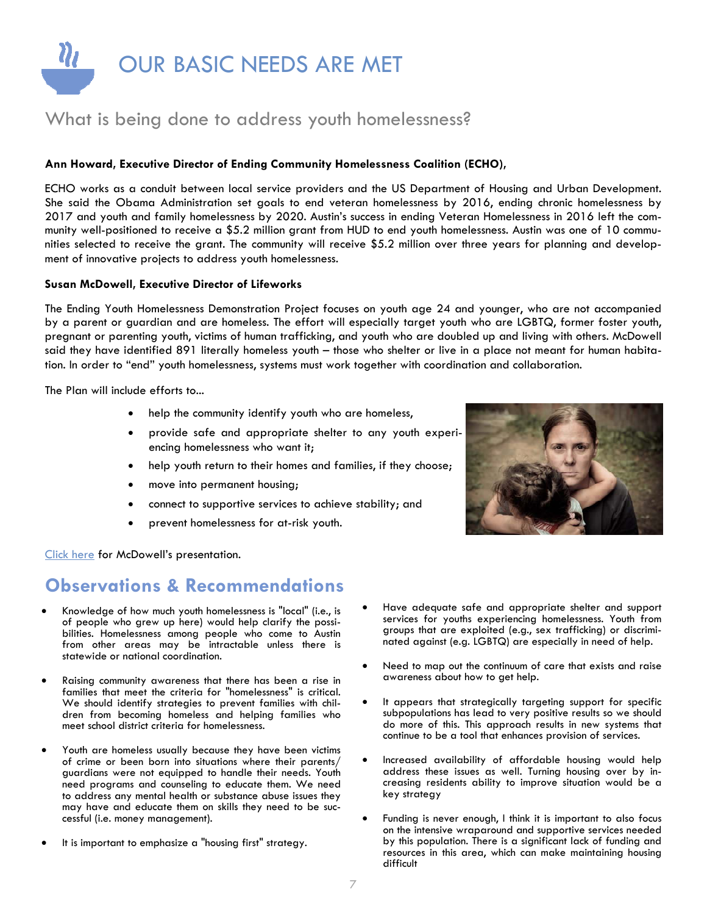# OUR BASIC NEEDS ARE MET

## What is being done to address youth homelessness?

**Ann Howard, Executive Director of Ending Community Homelessness Coalition (ECHO),**

ECHO works as a conduit between local service providers and the US Department of Housing and Urban Development. She said the Obama Administration set goals to end veteran homelessness by 2016, ending chronic homelessness by 2017 and youth and family homelessness by 2020. Austin's success in ending Veteran Homelessness in 2016 left the community well-positioned to receive a $5.2 million grant from HUD to end youth homelessness. Austin was one of 10 communities selected to receive the grant. The community will receive $5.2 million over three years for planning and development of innovative projects to address youth homelessness.

**Susan McDowell, Executive Director of Lifeworks**

The Ending Youth Homelessness Demonstration Project focuses on youth age 24 and younger, who are not accompanied by a parent or guardian and are homeless. The effort will especially target youth who are LGBTQ, former foster youth, pregnant or parenting youth, victims of human trafficking, and youth who are doubled up and living with others. McDowell said they have identified 891 literally homeless youth – those who shelter or live in a place not meant for human habitation. In order to "end" youth homelessness, systems must work together with coordination and collaboration.

The Plan will include efforts to...

- help the community identify youth who are homeless,
- provide safe and appropriate shelter to any youth experiencing homelessness who want it;
- help youth return to their homes and families, if they choose;
- move into permanent housing;
- connect to supportive services to achieve stability; and
- prevent homelessness for at-risk youth.

Click here for McDowell's presentation.

## Observations & Recommendations

- Knowledge of how much youth homelessness is "local" (i.e., is of people who grew up here) would help clarify the possibilities. Homelessness among people who come to Austin from other areas may be intractable unless there is statewide or national coordination.
- Raising community awareness that there has been a rise in families that meet the criteria for "homelessness" is critical. We should identify strategies to prevent families with children from becoming homeless and helping families who meet school district criteria for homelessness.
- Youth are homeless usually because they have been victims of crime or been born into situations where their parents/guardians were not equipped to handle their needs. Youth need programs and counseling to educate them. We need to address any mental health or substance abuse issues they may have and educate them on skills they need to be successful (i.e. money management).
- It is important to emphasize a "housing first" strategy.
- Have adequate safe and appropriate shelter and support services for youths experiencing homelessness. Youth from groups that are exploited (e.g., sex trafficking) or discriminated against (e.g. LGBTQ) are especially in need of help.
- Need to map out the continuum of care that exists and raise awareness about how to get help.
- It appears that strategically targeting support for specific subpopulations has lead to very positive results so we should do more of this. This approach results in new systems that continue to be a tool that enhances provision of services.
- Increased availability of affordable housing would help address these issues as well. Turning housing over by increasing residents ability to improve situation would be a key strategy
- Funding is never enough, I think it is important to also focus on the intensive wraparound and supportive services needed by this population. There is a significant lack of funding and resources in this area, which can make maintaining housing difficult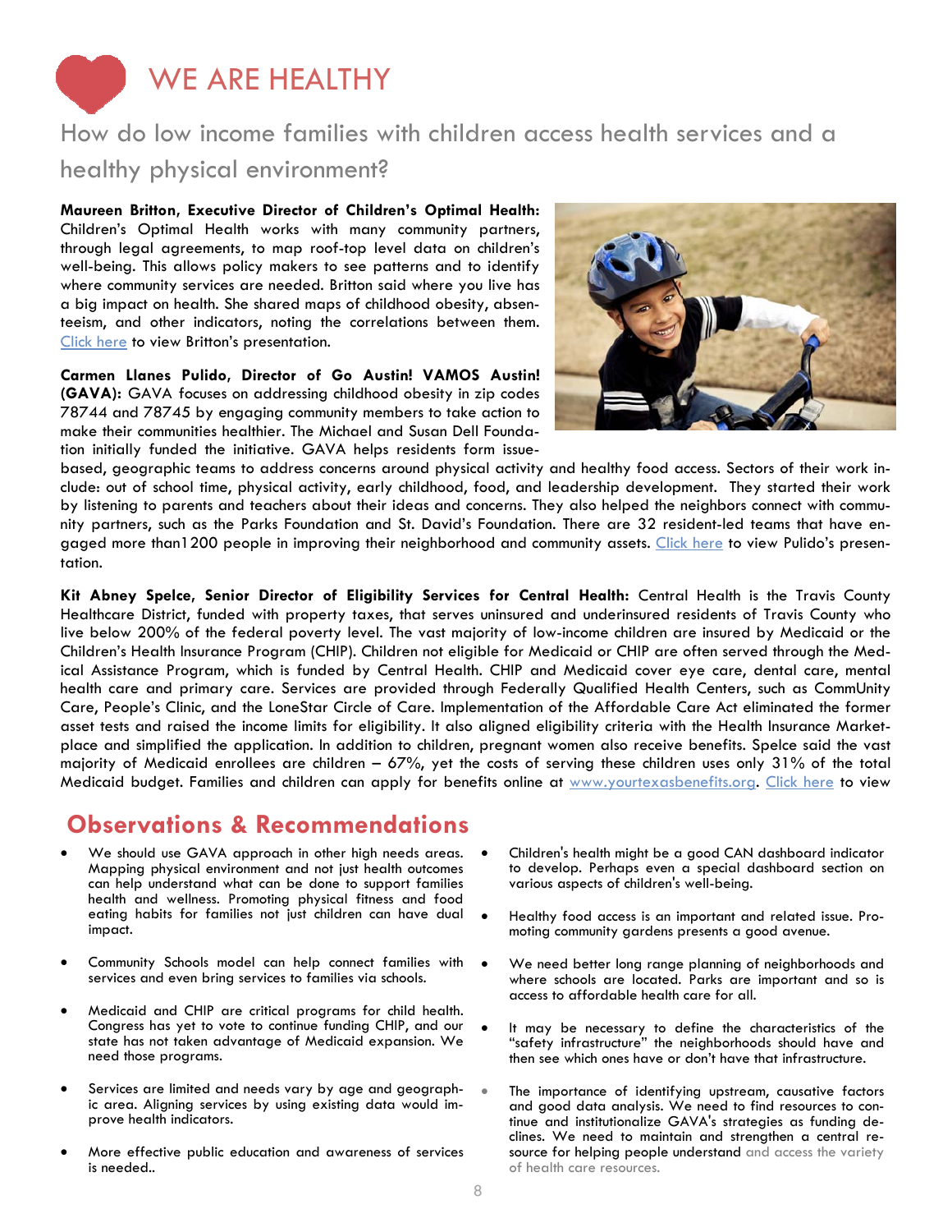# WE ARE HEALTHY

## How do low income families with children access health services and a healthy physical environment?

**Maureen Britton, Executive Director of Children's Optimal Health:** Children's Optimal Health works with many community partners, through legal agreements, to map roof-top level data on children's well-being. This allows policy makers to see patterns and to identify where community services are needed. Britton said where you live has a big impact on health. She shared maps of childhood obesity, absenteeism, and other indicators, noting the correlations between them. Click here to view Britton's presentation.

**Carmen Llanes Pulido, Director of Go Austin! VAMOS Austin! (GAVA):** GAVA focuses on addressing childhood obesity in zip codes 78744 and 78745 by engaging community members to take action to make their communities healthier. The Michael and Susan Dell Foundation initially funded the initiative. GAVA helps residents form issue-based, geographic teams to address concerns around physical activity and healthy food access. Sectors of their work include: out of school time, physical activity, early childhood, food, and leadership development. They started their work by listening to parents and teachers about their ideas and concerns. They also helped the neighbors connect with community partners, such as the Parks Foundation and St. David's Foundation. There are 32 resident-led teams that have engaged more than1200 people in improving their neighborhood and community assets. Click here to view Pulido's presentation.

**Kit Abney Spelce, Senior Director of Eligibility Services for Central Health:** Central Health is the Travis County Healthcare District, funded with property taxes, that serves uninsured and underinsured residents of Travis County who live below 200% of the federal poverty level. The vast majority of low-income children are insured by Medicaid or the Children's Health Insurance Program (CHIP). Children not eligible for Medicaid or CHIP are often served through the Medical Assistance Program, which is funded by Central Health. CHIP and Medicaid cover eye care, dental care, mental health care and primary care. Services are provided through Federally Qualified Health Centers, such as CommUnity Care, People's Clinic, and the LoneStar Circle of Care. Implementation of the Affordable Care Act eliminated the former asset tests and raised the income limits for eligibility. It also aligned eligibility criteria with the Health Insurance Marketplace and simplified the application. In addition to children, pregnant women also receive benefits. Spelce said the vast majority of Medicaid enrollees are children – 67%, yet the costs of serving these children uses only 31% of the total Medicaid budget. Families and children can apply for benefits online at www.yourtexasbenefits.org. Click here to view

## Observations & Recommendations

- We should use GAVA approach in other high needs areas. Mapping physical environment and not just health outcomes can help understand what can be done to support families health and wellness. Promoting physical fitness and food eating habits for families not just children can have dual impact.
- Community Schools model can help connect families with services and even bring services to families via schools.
- Medicaid and CHIP are critical programs for child health. Congress has yet to vote to continue funding CHIP, and our state has not taken advantage of Medicaid expansion. We need those programs.
- Services are limited and needs vary by age and geographic area. Aligning services by using existing data would improve health indicators.
- More effective public education and awareness of services is needed..
- Children's health might be a good CAN dashboard indicator to develop. Perhaps even a special dashboard section on various aspects of children's well-being.
- Healthy food access is an important and related issue. Promoting community gardens presents a good avenue.
- We need better long range planning of neighborhoods and where schools are located. Parks are important and so is access to affordable health care for all.
- It may be necessary to define the characteristics of the "safety infrastructure" the neighborhoods should have and then see which ones have or don't have that infrastructure.
- The importance of identifying upstream, causative factors and good data analysis. We need to find resources to continue and institutionalize GAVA's strategies as funding declines. We need to maintain and strengthen a central resource for helping people understand and access the variety of health care resources.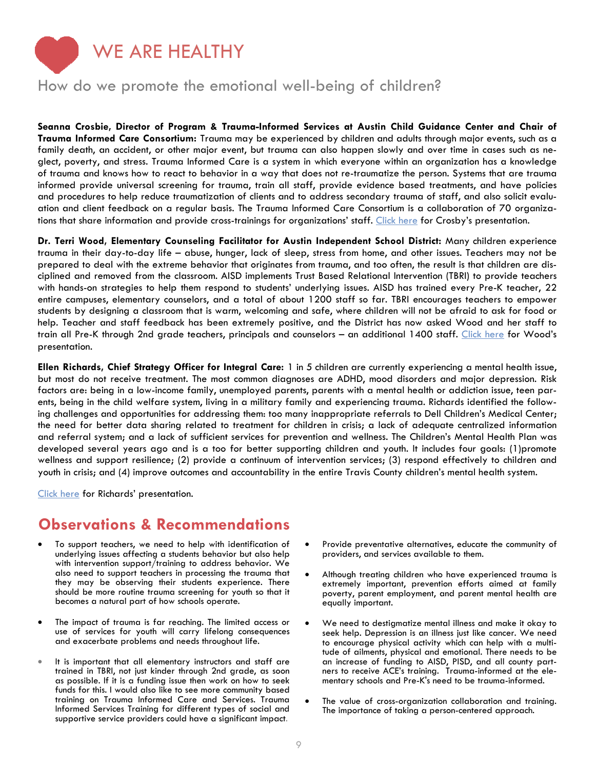# WE ARE HEALTHY

## How do we promote the emotional well-being of children?

**Seanna Crosbie, Director of Program & Trauma-Informed Services at Austin Child Guidance Center and Chair of Trauma Informed Care Consortium:** Trauma may be experienced by children and adults through major events, such as a family death, an accident, or other major event, but trauma can also happen slowly and over time in cases such as neglect, poverty, and stress. Trauma Informed Care is a system in which everyone within an organization has a knowledge of trauma and knows how to react to behavior in a way that does not re-traumatize the person. Systems that are trauma informed provide universal screening for trauma, train all staff, provide evidence based treatments, and have policies and procedures to help reduce traumatization of clients and to address secondary trauma of staff, and also solicit evaluation and client feedback on a regular basis. The Trauma Informed Care Consortium is a collaboration of 70 organizations that share information and provide cross-trainings for organizations' staff. Click here for Crosby's presentation.

**Dr. Terri Wood, Elementary Counseling Facilitator for Austin Independent School District:** Many children experience trauma in their day-to-day life – abuse, hunger, lack of sleep, stress from home, and other issues. Teachers may not be prepared to deal with the extreme behavior that originates from trauma, and too often, the result is that children are disciplined and removed from the classroom. AISD implements Trust Based Relational Intervention (TBRI) to provide teachers with hands-on strategies to help them respond to students' underlying issues. AISD has trained every Pre-K teacher, 22 entire campuses, elementary counselors, and a total of about 1200 staff so far. TBRI encourages teachers to empower students by designing a classroom that is warm, welcoming and safe, where children will not be afraid to ask for food or help. Teacher and staff feedback has been extremely positive, and the District has now asked Wood and her staff to train all Pre-K through 2nd grade teachers, principals and counselors – an additional 1400 staff. Click here for Wood's presentation.

**Ellen Richards, Chief Strategy Officer for Integral Care:** 1 in 5 children are currently experiencing a mental health issue, but most do not receive treatment. The most common diagnoses are ADHD, mood disorders and major depression. Risk factors are: being in a low-income family, unemployed parents, parents with a mental health or addiction issue, teen parents, being in the child welfare system, living in a military family and experiencing trauma. Richards identified the following challenges and opportunities for addressing them: too many inappropriate referrals to Dell Children's Medical Center; the need for better data sharing related to treatment for children in crisis; a lack of adequate centralized information and referral system; and a lack of sufficient services for prevention and wellness. The Children's Mental Health Plan was developed several years ago and is a too for better supporting children and youth. It includes four goals: (1)promote wellness and support resilience; (2) provide a continuum of intervention services; (3) respond effectively to children and youth in crisis; and (4) improve outcomes and accountability in the entire Travis County children's mental health system.

Click here for Richards' presentation.

## Observations & Recommendations

- To support teachers, we need to help with identification of underlying issues affecting a students behavior but also help with intervention support/training to address behavior. We also need to support teachers in processing the trauma that they may be observing their students experience. There should be more routine trauma screening for youth so that it becomes a natural part of how schools operate.
- The impact of trauma is far reaching. The limited access or use of services for youth will carry lifelong consequences and exacerbate problems and needs throughout life.
- It is important that all elementary instructors and staff are trained in TBRI, not just kinder through 2nd grade, as soon as possible. If it is a funding issue then work on how to seek funds for this. I would also like to see more community based training on Trauma Informed Care and Services. Trauma Informed Services Training for different types of social and supportive service providers could have a significant impact.
- Provide preventative alternatives, educate the community of providers, and services available to them.
- Although treating children who have experienced trauma is extremely important, prevention efforts aimed at family poverty, parent employment, and parent mental health are equally important.
- We need to destigmatize mental illness and make it okay to seek help. Depression is an illness just like cancer. We need to encourage physical activity which can help with a multitude of ailments, physical and emotional. There needs to be an increase of funding to AISD, PISD, and all county partners to receive ACE's training. Trauma-informed at the elementary schools and Pre-K's need to be trauma-informed.
- The value of cross-organization collaboration and training. The importance of taking a person-centered approach.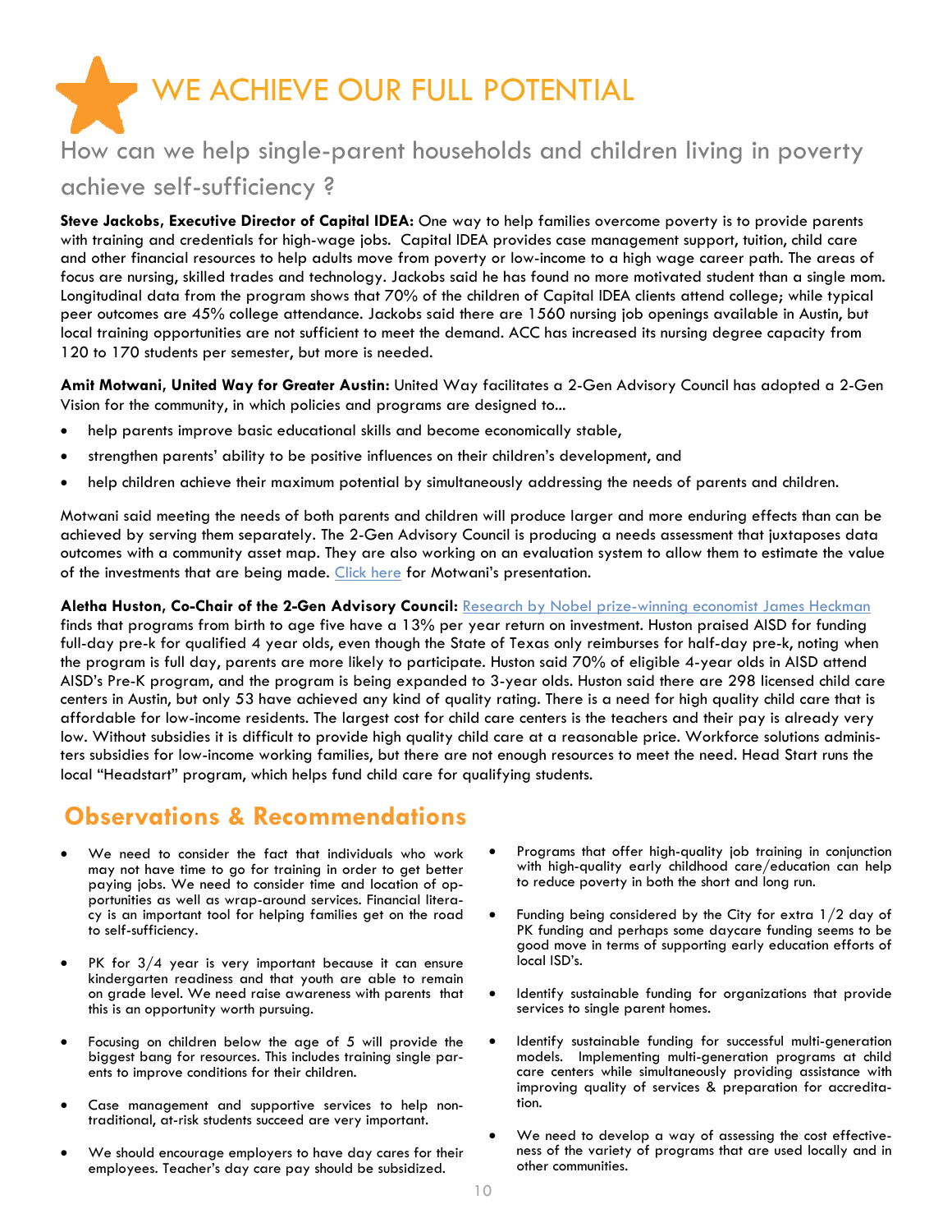# WE ACHIEVE OUR FULL POTENTIAL

## How can we help single-parent households and children living in poverty achieve self-sufficiency ?

**Steve Jackobs, Executive Director of Capital IDEA:** One way to help families overcome poverty is to provide parents with training and credentials for high-wage jobs. Capital IDEA provides case management support, tuition, child care and other financial resources to help adults move from poverty or low-income to a high wage career path. The areas of focus are nursing, skilled trades and technology. Jackobs said he has found no more motivated student than a single mom. Longitudinal data from the program shows that 70% of the children of Capital IDEA clients attend college; while typical peer outcomes are 45% college attendance. Jackobs said there are 1560 nursing job openings available in Austin, but local training opportunities are not sufficient to meet the demand. ACC has increased its nursing degree capacity from 120 to 170 students per semester, but more is needed.

**Amit Motwani, United Way for Greater Austin:** United Way facilitates a 2-Gen Advisory Council has adopted a 2-Gen Vision for the community, in which policies and programs are designed to...

- help parents improve basic educational skills and become economically stable,
- strengthen parents' ability to be positive influences on their children's development, and
- help children achieve their maximum potential by simultaneously addressing the needs of parents and children.

Motwani said meeting the needs of both parents and children will produce larger and more enduring effects than can be achieved by serving them separately. The 2-Gen Advisory Council is producing a needs assessment that juxtaposes data outcomes with a community asset map. They are also working on an evaluation system to allow them to estimate the value of the investments that are being made. Click here for Motwani's presentation.

**Aletha Huston, Co-Chair of the 2-Gen Advisory Council:** Research by Nobel prize-winning economist James Heckman finds that programs from birth to age five have a 13% per year return on investment. Huston praised AISD for funding full-day pre-k for qualified 4 year olds, even though the State of Texas only reimburses for half-day pre-k, noting when the program is full day, parents are more likely to participate. Huston said 70% of eligible 4-year olds in AISD attend AISD's Pre-K program, and the program is being expanded to 3-year olds. Huston said there are 298 licensed child care centers in Austin, but only 53 have achieved any kind of quality rating. There is a need for high quality child care that is affordable for low-income residents. The largest cost for child care centers is the teachers and their pay is already very low. Without subsidies it is difficult to provide high quality child care at a reasonable price. Workforce solutions administers subsidies for low-income working families, but there are not enough resources to meet the need. Head Start runs the local "Headstart" program, which helps fund child care for qualifying students.

## Observations & Recommendations

- We need to consider the fact that individuals who work may not have time to go for training in order to get better paying jobs. We need to consider time and location of opportunities as well as wrap-around services. Financial literacy is an important tool for helping families get on the road to self-sufficiency.
- PK for 3/4 year is very important because it can ensure kindergarten readiness and that youth are able to remain on grade level. We need raise awareness with parents that this is an opportunity worth pursuing.
- Focusing on children below the age of 5 will provide the biggest bang for resources. This includes training single parents to improve conditions for their children.
- Case management and supportive services to help non-traditional, at-risk students succeed are very important.
- We should encourage employers to have day cares for their employees. Teacher's day care pay should be subsidized.
- Programs that offer high-quality job training in conjunction with high-quality early childhood care/education can help to reduce poverty in both the short and long run.
- Funding being considered by the City for extra 1/2 day of PK funding and perhaps some daycare funding seems to be good move in terms of supporting early education efforts of local ISD's.
- Identify sustainable funding for organizations that provide services to single parent homes.
- Identify sustainable funding for successful multi-generation models. Implementing multi-generation programs at child care centers while simultaneously providing assistance with improving quality of services & preparation for accreditation.
- We need to develop a way of assessing the cost effectiveness of the variety of programs that are used locally and in other communities.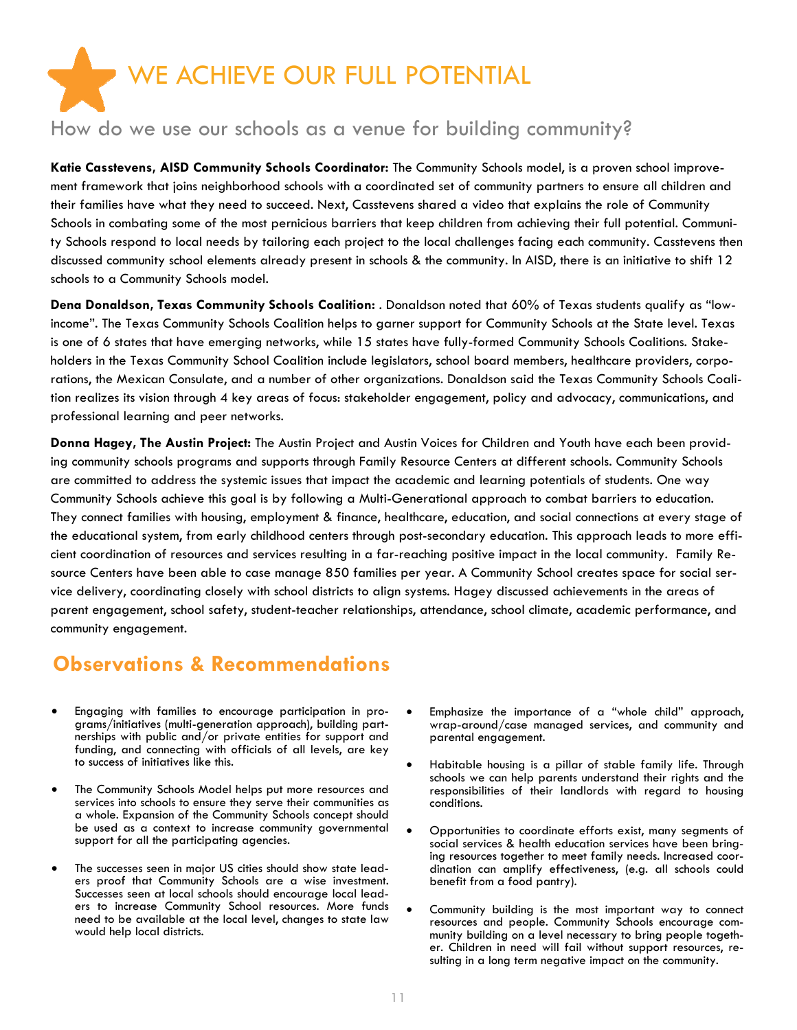# WE ACHIEVE OUR FULL POTENTIAL

## How do we use our schools as a venue for building community?

**Katie Casstevens, AISD Community Schools Coordinator:** The Community Schools model, is a proven school improvement framework that joins neighborhood schools with a coordinated set of community partners to ensure all children and their families have what they need to succeed. Next, Casstevens shared a video that explains the role of Community Schools in combating some of the most pernicious barriers that keep children from achieving their full potential. Community Schools respond to local needs by tailoring each project to the local challenges facing each community. Casstevens then discussed community school elements already present in schools & the community. In AISD, there is an initiative to shift 12 schools to a Community Schools model.

**Dena Donaldson, Texas Community Schools Coalition:** . Donaldson noted that 60% of Texas students qualify as "low-income". The Texas Community Schools Coalition helps to garner support for Community Schools at the State level. Texas is one of 6 states that have emerging networks, while 15 states have fully-formed Community Schools Coalitions. Stakeholders in the Texas Community School Coalition include legislators, school board members, healthcare providers, corporations, the Mexican Consulate, and a number of other organizations. Donaldson said the Texas Community Schools Coalition realizes its vision through 4 key areas of focus: stakeholder engagement, policy and advocacy, communications, and professional learning and peer networks.

**Donna Hagey, The Austin Project:** The Austin Project and Austin Voices for Children and Youth have each been providing community schools programs and supports through Family Resource Centers at different schools. Community Schools are committed to address the systemic issues that impact the academic and learning potentials of students. One way Community Schools achieve this goal is by following a Multi-Generational approach to combat barriers to education. They connect families with housing, employment & finance, healthcare, education, and social connections at every stage of the educational system, from early childhood centers through post-secondary education. This approach leads to more efficient coordination of resources and services resulting in a far-reaching positive impact in the local community. Family Resource Centers have been able to case manage 850 families per year. A Community School creates space for social service delivery, coordinating closely with school districts to align systems. Hagey discussed achievements in the areas of parent engagement, school safety, student-teacher relationships, attendance, school climate, academic performance, and community engagement.

## Observations & Recommendations

- Engaging with families to encourage participation in programs/initiatives (multi-generation approach), building partnerships with public and/or private entities for support and funding, and connecting with officials of all levels, are key to success of initiatives like this.
- The Community Schools Model helps put more resources and services into schools to ensure they serve their communities as a whole. Expansion of the Community Schools concept should be used as a context to increase community governmental support for all the participating agencies.
- The successes seen in major US cities should show state leaders proof that Community Schools are a wise investment. Successes seen at local schools should encourage local leaders to increase Community School resources. More funds need to be available at the local level, changes to state law would help local districts.
- Emphasize the importance of a "whole child" approach, wrap-around/case managed services, and community and parental engagement.
- Habitable housing is a pillar of stable family life. Through schools we can help parents understand their rights and the responsibilities of their landlords with regard to housing conditions.
- Opportunities to coordinate efforts exist, many segments of social services & health education services have been bringing resources together to meet family needs. Increased coordination can amplify effectiveness, (e.g. all schools could benefit from a food pantry).
- Community building is the most important way to connect resources and people. Community Schools encourage community building on a level necessary to bring people together. Children in need will fail without support resources, resulting in a long term negative impact on the community.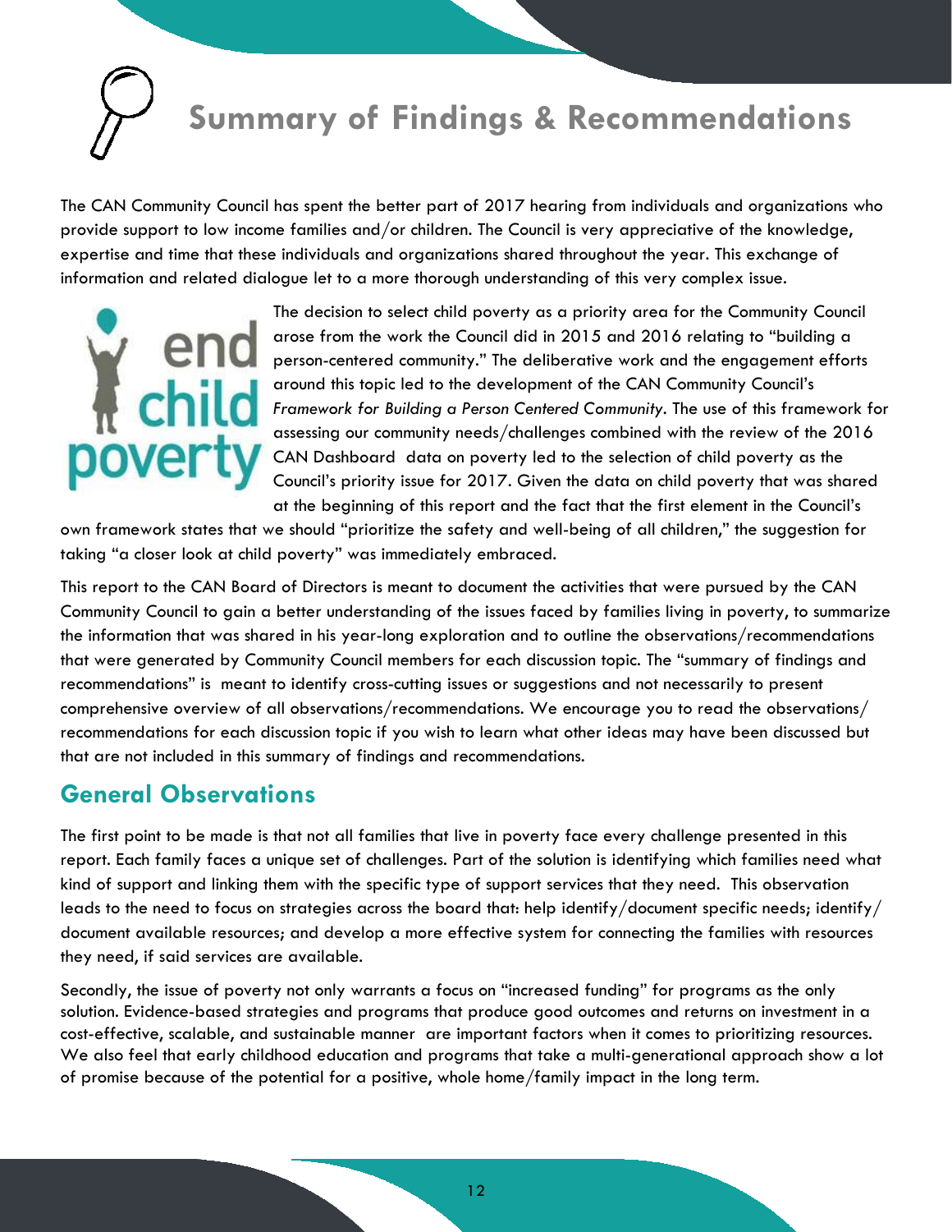# Summary of Findings & Recommendations

The CAN Community Council has spent the better part of 2017 hearing from individuals and organizations who provide support to low income families and/or children. The Council is very appreciative of the knowledge, expertise and time that these individuals and organizations shared throughout the year. This exchange of information and related dialogue let to a more thorough understanding of this very complex issue.

The decision to select child poverty as a priority area for the Community Council arose from the work the Council did in 2015 and 2016 relating to "building a person-centered community." The deliberative work and the engagement efforts around this topic led to the development of the CAN Community Council's *Framework for Building a Person Centered Community*. The use of this framework for assessing our community needs/challenges combined with the review of the 2016 CAN Dashboard data on poverty led to the selection of child poverty as the Council's priority issue for 2017. Given the data on child poverty that was shared at the beginning of this report and the fact that the first element in the Council's own framework states that we should "prioritize the safety and well-being of all children," the suggestion for taking "a closer look at child poverty" was immediately embraced.

This report to the CAN Board of Directors is meant to document the activities that were pursued by the CAN Community Council to gain a better understanding of the issues faced by families living in poverty, to summarize the information that was shared in his year-long exploration and to outline the observations/recommendations that were generated by Community Council members for each discussion topic. The "summary of findings and recommendations" is meant to identify cross-cutting issues or suggestions and not necessarily to present comprehensive overview of all observations/recommendations. We encourage you to read the observations/recommendations for each discussion topic if you wish to learn what other ideas may have been discussed but that are not included in this summary of findings and recommendations.

## General Observations

The first point to be made is that not all families that live in poverty face every challenge presented in this report. Each family faces a unique set of challenges. Part of the solution is identifying which families need what kind of support and linking them with the specific type of support services that they need. This observation leads to the need to focus on strategies across the board that: help identify/document specific needs; identify/document available resources; and develop a more effective system for connecting the families with resources they need, if said services are available.

Secondly, the issue of poverty not only warrants a focus on "increased funding" for programs as the only solution. Evidence-based strategies and programs that produce good outcomes and returns on investment in a cost-effective, scalable, and sustainable manner are important factors when it comes to prioritizing resources. We also feel that early childhood education and programs that take a multi-generational approach show a lot of promise because of the potential for a positive, whole home/family impact in the long term.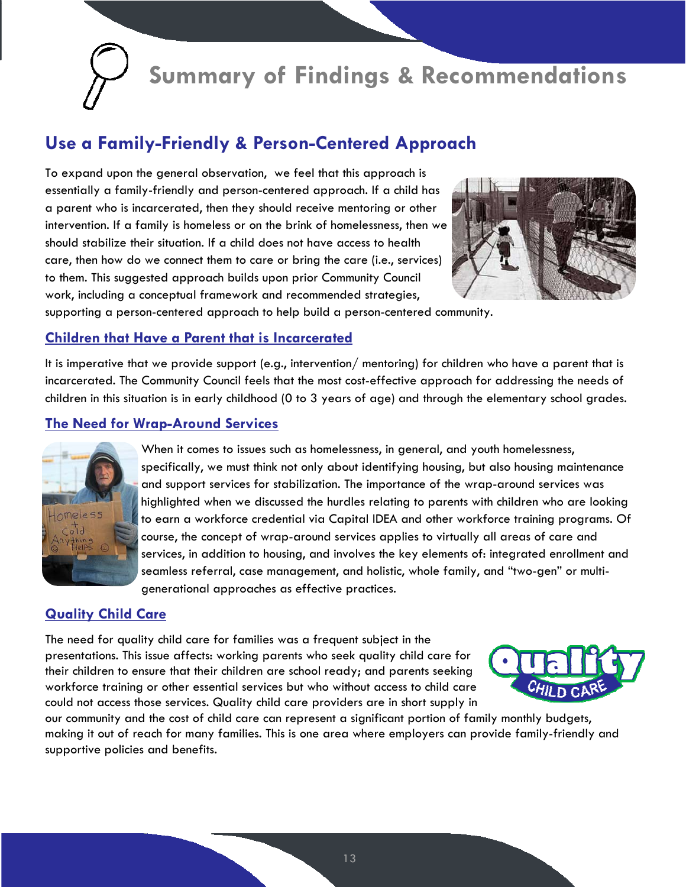# Summary of Findings & Recommendations

## Use a Family-Friendly & Person-Centered Approach

To expand upon the general observation, we feel that this approach is essentially a family-friendly and person-centered approach. If a child has a parent who is incarcerated, then they should receive mentoring or other intervention. If a family is homeless or on the brink of homelessness, then we should stabilize their situation. If a child does not have access to health care, then how do we connect them to care or bring the care (i.e., services) to them. This suggested approach builds upon prior Community Council work, including a conceptual framework and recommended strategies, supporting a person-centered approach to help build a person-centered community.

### Children that Have a Parent that is Incarcerated

It is imperative that we provide support (e.g., intervention/ mentoring) for children who have a parent that is incarcerated. The Community Council feels that the most cost-effective approach for addressing the needs of children in this situation is in early childhood (0 to 3 years of age) and through the elementary school grades.

### The Need for Wrap-Around Services

When it comes to issues such as homelessness, in general, and youth homelessness, specifically, we must think not only about identifying housing, but also housing maintenance and support services for stabilization. The importance of the wrap-around services was highlighted when we discussed the hurdles relating to parents with children who are looking to earn a workforce credential via Capital IDEA and other workforce training programs. Of course, the concept of wrap-around services applies to virtually all areas of care and services, in addition to housing, and involves the key elements of: integrated enrollment and seamless referral, case management, and holistic, whole family, and "two-gen" or multi-generational approaches as effective practices.

### Quality Child Care

The need for quality child care for families was a frequent subject in the presentations. This issue affects: working parents who seek quality child care for their children to ensure that their children are school ready; and parents seeking workforce training or other essential services but who without access to child care could not access those services. Quality child care providers are in short supply in our community and the cost of child care can represent a significant portion of family monthly budgets, making it out of reach for many families. This is one area where employers can provide family-friendly and supportive policies and benefits.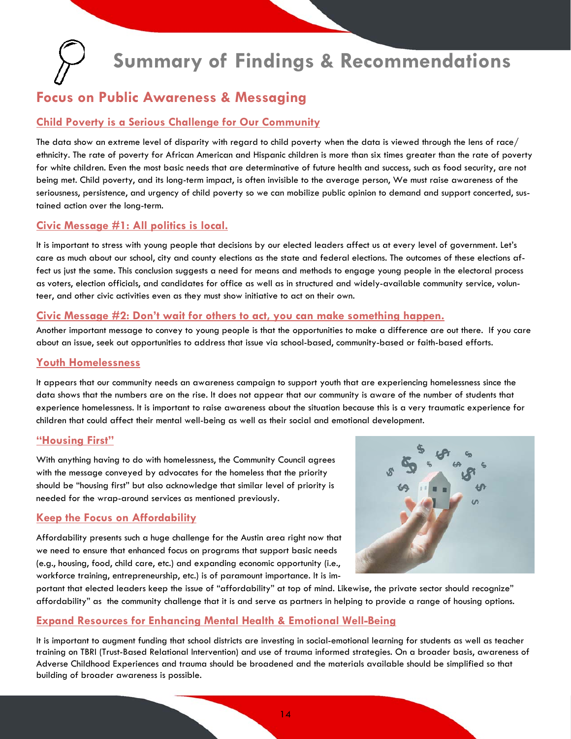# Summary of Findings & Recommendations

## Focus on Public Awareness & Messaging

### Child Poverty is a Serious Challenge for Our Community

The data show an extreme level of disparity with regard to child poverty when the data is viewed through the lens of race/ ethnicity. The rate of poverty for African American and Hispanic children is more than six times greater than the rate of poverty for white children. Even the most basic needs that are determinative of future health and success, such as food security, are not being met. Child poverty, and its long-term impact, is often invisible to the average person, We must raise awareness of the seriousness, persistence, and urgency of child poverty so we can mobilize public opinion to demand and support concerted, sustained action over the long-term.

### Civic Message #1: All politics is local.

It is important to stress with young people that decisions by our elected leaders affect us at every level of government. Let's care as much about our school, city and county elections as the state and federal elections. The outcomes of these elections affect us just the same. This conclusion suggests a need for means and methods to engage young people in the electoral process as voters, election officials, and candidates for office as well as in structured and widely-available community service, volunteer, and other civic activities even as they must show initiative to act on their own.

### Civic Message #2: Don't wait for others to act, you can make something happen.

Another important message to convey to young people is that the opportunities to make a difference are out there. If you care about an issue, seek out opportunities to address that issue via school-based, community-based or faith-based efforts.

### Youth Homelessness

It appears that our community needs an awareness campaign to support youth that are experiencing homelessness since the data shows that the numbers are on the rise. It does not appear that our community is aware of the number of students that experience homelessness. It is important to raise awareness about the situation because this is a very traumatic experience for children that could affect their mental well-being as well as their social and emotional development.

### "Housing First"

With anything having to do with homelessness, the Community Council agrees with the message conveyed by advocates for the homeless that the priority should be "housing first" but also acknowledge that similar level of priority is needed for the wrap-around services as mentioned previously.

### Keep the Focus on Affordability

Affordability presents such a huge challenge for the Austin area right now that we need to ensure that enhanced focus on programs that support basic needs (e.g., housing, food, child care, etc.) and expanding economic opportunity (i.e., workforce training, entrepreneurship, etc.) is of paramount importance. It is important that elected leaders keep the issue of "affordability" at top of mind. Likewise, the private sector should recognize" affordability" as the community challenge that it is and serve as partners in helping to provide a range of housing options.

### Expand Resources for Enhancing Mental Health & Emotional Well-Being

It is important to augment funding that school districts are investing in social-emotional learning for students as well as teacher training on TBRI (Trust-Based Relational Intervention) and use of trauma informed strategies. On a broader basis, awareness of Adverse Childhood Experiences and trauma should be broadened and the materials available should be simplified so that building of broader awareness is possible.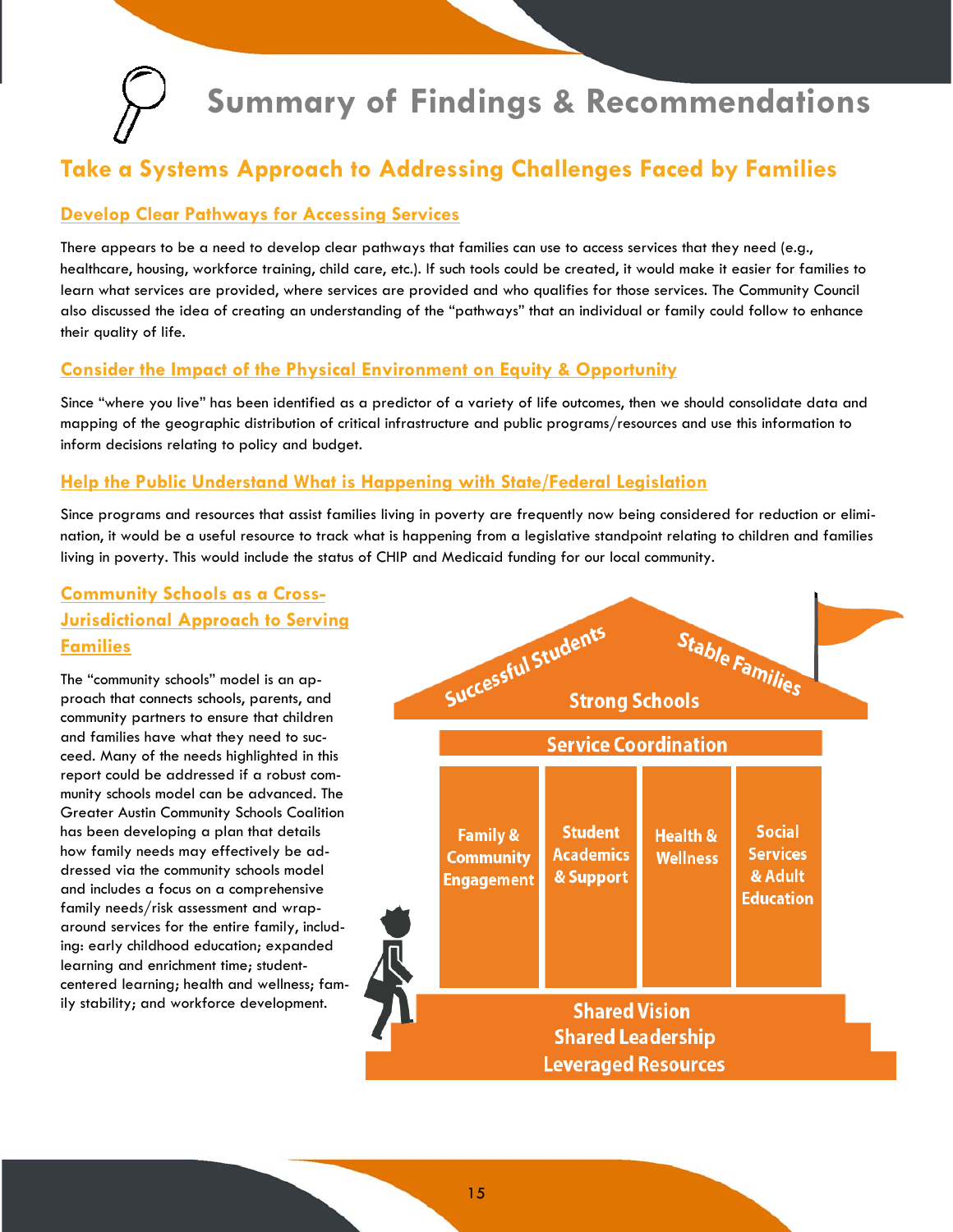# Summary of Findings & Recommendations

## Take a Systems Approach to Addressing Challenges Faced by Families

### Develop Clear Pathways for Accessing Services

There appears to be a need to develop clear pathways that families can use to access services that they need (e.g., healthcare, housing, workforce training, child care, etc.). If such tools could be created, it would make it easier for families to learn what services are provided, where services are provided and who qualifies for those services. The Community Council also discussed the idea of creating an understanding of the "pathways" that an individual or family could follow to enhance their quality of life.

### Consider the Impact of the Physical Environment on Equity & Opportunity

Since "where you live" has been identified as a predictor of a variety of life outcomes, then we should consolidate data and mapping of the geographic distribution of critical infrastructure and public programs/resources and use this information to inform decisions relating to policy and budget.

### Help the Public Understand What is Happening with State/Federal Legislation

Since programs and resources that assist families living in poverty are frequently now being considered for reduction or elimination, it would be a useful resource to track what is happening from a legislative standpoint relating to children and families living in poverty. This would include the status of CHIP and Medicaid funding for our local community.

### Community Schools as a Cross-Jurisdictional Approach to Serving Families

The "community schools" model is an approach that connects schools, parents, and community partners to ensure that children and families have what they need to succeed. Many of the needs highlighted in this report could be addressed if a robust community schools model can be advanced. The Greater Austin Community Schools Coalition has been developing a plan that details how family needs may effectively be addressed via the community schools model and includes a focus on a comprehensive family needs/risk assessment and wraparound services for the entire family, including: early childhood education; expanded learning and enrichment time; student-centered learning; health and wellness; family stability; and workforce development.

Successful Students — Stable Families

Strong Schools

Service Coordination

- Family & Community Engagement
- Student Academics & Support
- Health & Wellness
- Social Services & Adult Education

Shared Vision
Shared Leadership
Leveraged Resources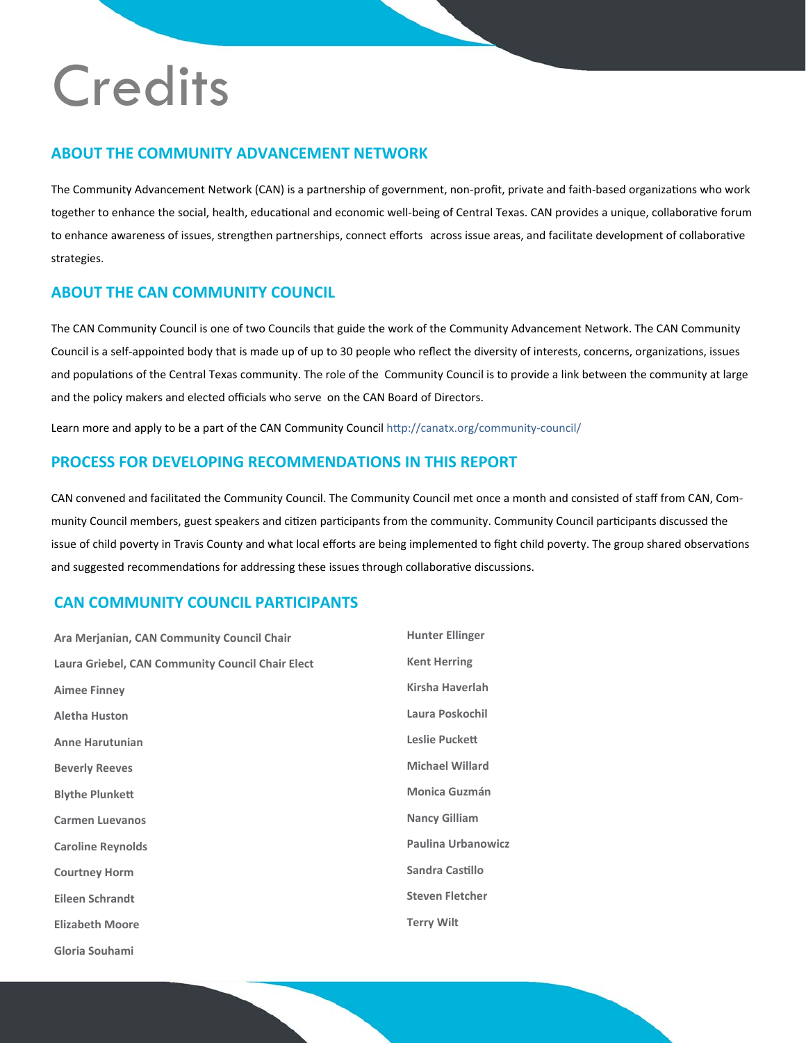# Credits

## ABOUT THE COMMUNITY ADVANCEMENT NETWORK

The Community Advancement Network (CAN) is a partnership of government, non-profit, private and faith-based organizations who work together to enhance the social, health, educational and economic well-being of Central Texas. CAN provides a unique, collaborative forum to enhance awareness of issues, strengthen partnerships, connect efforts across issue areas, and facilitate development of collaborative strategies.

## ABOUT THE CAN COMMUNITY COUNCIL

The CAN Community Council is one of two Councils that guide the work of the Community Advancement Network. The CAN Community Council is a self-appointed body that is made up of up to 30 people who reflect the diversity of interests, concerns, organizations, issues and populations of the Central Texas community. The role of the Community Council is to provide a link between the community at large and the policy makers and elected officials who serve on the CAN Board of Directors.

Learn more and apply to be a part of the CAN Community Council http://canatx.org/community-council/

## PROCESS FOR DEVELOPING RECOMMENDATIONS IN THIS REPORT

CAN convened and facilitated the Community Council. The Community Council met once a month and consisted of staff from CAN, Community Council members, guest speakers and citizen participants from the community. Community Council participants discussed the issue of child poverty in Travis County and what local efforts are being implemented to fight child poverty. The group shared observations and suggested recommendations for addressing these issues through collaborative discussions.

## CAN COMMUNITY COUNCIL PARTICIPANTS

**Ara Merjanian, CAN Community Council Chair**

**Laura Griebel, CAN Community Council Chair Elect**

**Aimee Finney**

**Aletha Huston**

**Anne Harutunian**

**Beverly Reeves**

**Blythe Plunkett**

**Carmen Luevanos**

**Caroline Reynolds**

**Courtney Horm**

**Eileen Schrandt**

**Elizabeth Moore**

**Gloria Souhami**

**Hunter Ellinger**

**Kent Herring**

**Kirsha Haverlah**

**Laura Poskochil**

**Leslie Puckett**

**Michael Willard**

**Monica Guzmán**

**Nancy Gilliam**

**Paulina Urbanowicz**

**Sandra Castillo**

**Steven Fletcher**

**Terry Wilt**